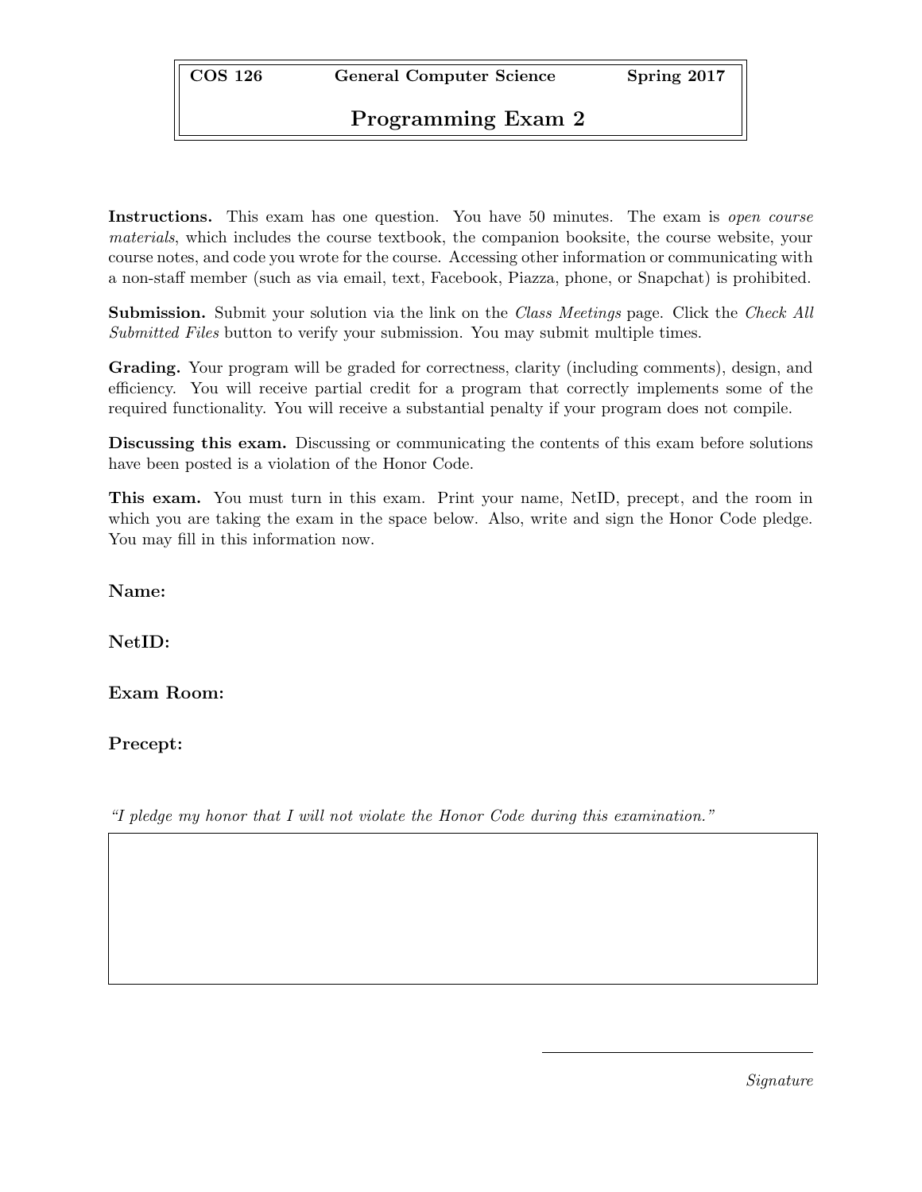**COS 126** **General Computer Science** **Spring 2017**

# Programming Exam 2

**Instructions.** This exam has one question. You have 50 minutes. The exam is *open course materials*, which includes the course textbook, the companion booksite, the course website, your course notes, and code you wrote for the course. Accessing other information or communicating with a non-staff member (such as via email, text, Facebook, Piazza, phone, or Snapchat) is prohibited.

**Submission.** Submit your solution via the link on the *Class Meetings* page. Click the *Check All Submitted Files* button to verify your submission. You may submit multiple times.

**Grading.** Your program will be graded for correctness, clarity (including comments), design, and efficiency. You will receive partial credit for a program that correctly implements some of the required functionality. You will receive a substantial penalty if your program does not compile.

**Discussing this exam.** Discussing or communicating the contents of this exam before solutions have been posted is a violation of the Honor Code.

**This exam.** You must turn in this exam. Print your name, NetID, precept, and the room in which you are taking the exam in the space below. Also, write and sign the Honor Code pledge. You may fill in this information now.

**Name:**

**NetID:**

**Exam Room:**

**Precept:**

*"I pledge my honor that I will not violate the Honor Code during this examination."*

*Signature*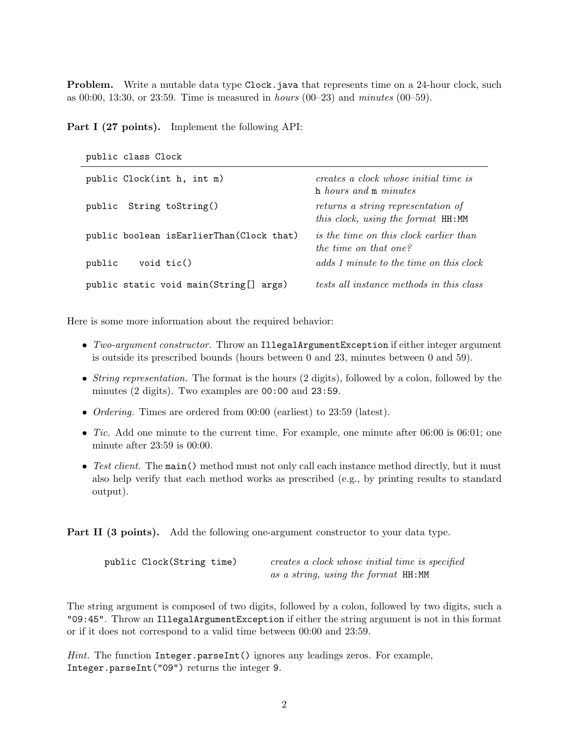**Problem.** Write a mutable data type `Clock.java` that represents time on a 24-hour clock, such as 00:00, 13:30, or 23:59. Time is measured in *hours* (00–23) and *minutes* (00–59).

**Part I (27 points).** Implement the following API:

```
public class Clock
```

| | |
|---|---|
| `public Clock(int h, int m)` | *creates a clock whose initial time is* `h` *hours and* `m` *minutes* |
| `public String toString()` | *returns a string representation of this clock, using the format* `HH:MM` |
| `public boolean isEarlierThan(Clock that)` | *is the time on this clock earlier than the time on that one?* |
| `public void tic()` | *adds 1 minute to the time on this clock* |
| `public static void main(String[] args)` | *tests all instance methods in this class* |

Here is some more information about the required behavior:

- *Two-argument constructor.* Throw an `IllegalArgumentException` if either integer argument is outside its prescribed bounds (hours between 0 and 23, minutes between 0 and 59).
- *String representation.* The format is the hours (2 digits), followed by a colon, followed by the minutes (2 digits). Two examples are `00:00` and `23:59`.
- *Ordering.* Times are ordered from 00:00 (earliest) to 23:59 (latest).
- *Tic.* Add one minute to the current time. For example, one minute after 06:00 is 06:01; one minute after 23:59 is 00:00.
- *Test client.* The `main()` method must not only call each instance method directly, but it must also help verify that each method works as prescribed (e.g., by printing results to standard output).

**Part II (3 points).** Add the following one-argument constructor to your data type.

| | |
|---|---|
| `public Clock(String time)` | *creates a clock whose initial time is specified as a string, using the format* `HH:MM` |

The string argument is composed of two digits, followed by a colon, followed by two digits, such a `"09:45"`. Throw an `IllegalArgumentException` if either the string argument is not in this format or if it does not correspond to a valid time between 00:00 and 23:59.

*Hint.* The function `Integer.parseInt()` ignores any leadings zeros. For example, `Integer.parseInt("09")` returns the integer `9`.